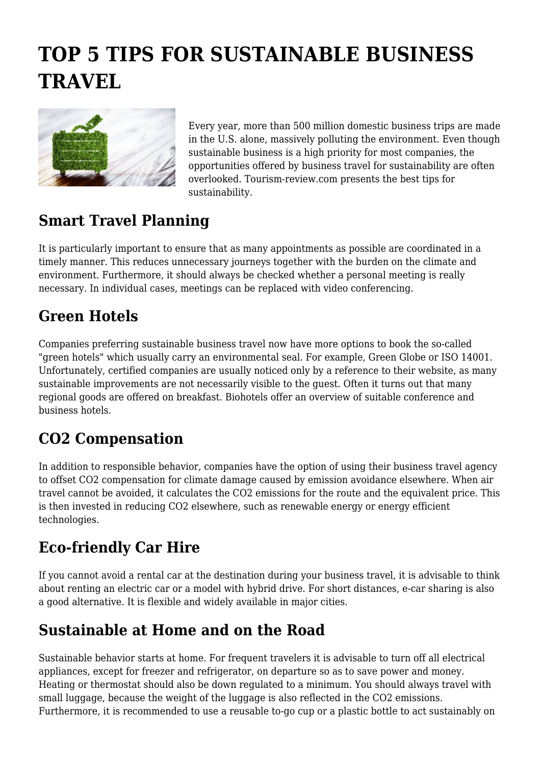# TOP 5 TIPS FOR SUSTAINABLE BUSINESS TRAVEL

Every year, more than 500 million domestic business trips are made in the U.S. alone, massively polluting the environment. Even though sustainable business is a high priority for most companies, the opportunities offered by business travel for sustainability are often overlooked. Tourism-review.com presents the best tips for sustainability.

## Smart Travel Planning

It is particularly important to ensure that as many appointments as possible are coordinated in a timely manner. This reduces unnecessary journeys together with the burden on the climate and environment. Furthermore, it should always be checked whether a personal meeting is really necessary. In individual cases, meetings can be replaced with video conferencing.

## Green Hotels

Companies preferring sustainable business travel now have more options to book the so-called "green hotels" which usually carry an environmental seal. For example, Green Globe or ISO 14001. Unfortunately, certified companies are usually noticed only by a reference to their website, as many sustainable improvements are not necessarily visible to the guest. Often it turns out that many regional goods are offered on breakfast. Biohotels offer an overview of suitable conference and business hotels.

## CO2 Compensation

In addition to responsible behavior, companies have the option of using their business travel agency to offset CO2 compensation for climate damage caused by emission avoidance elsewhere. When air travel cannot be avoided, it calculates the CO2 emissions for the route and the equivalent price. This is then invested in reducing CO2 elsewhere, such as renewable energy or energy efficient technologies.

## Eco-friendly Car Hire

If you cannot avoid a rental car at the destination during your business travel, it is advisable to think about renting an electric car or a model with hybrid drive. For short distances, e-car sharing is also a good alternative. It is flexible and widely available in major cities.

## Sustainable at Home and on the Road

Sustainable behavior starts at home. For frequent travelers it is advisable to turn off all electrical appliances, except for freezer and refrigerator, on departure so as to save power and money. Heating or thermostat should also be down regulated to a minimum. You should always travel with small luggage, because the weight of the luggage is also reflected in the CO2 emissions. Furthermore, it is recommended to use a reusable to-go cup or a plastic bottle to act sustainably on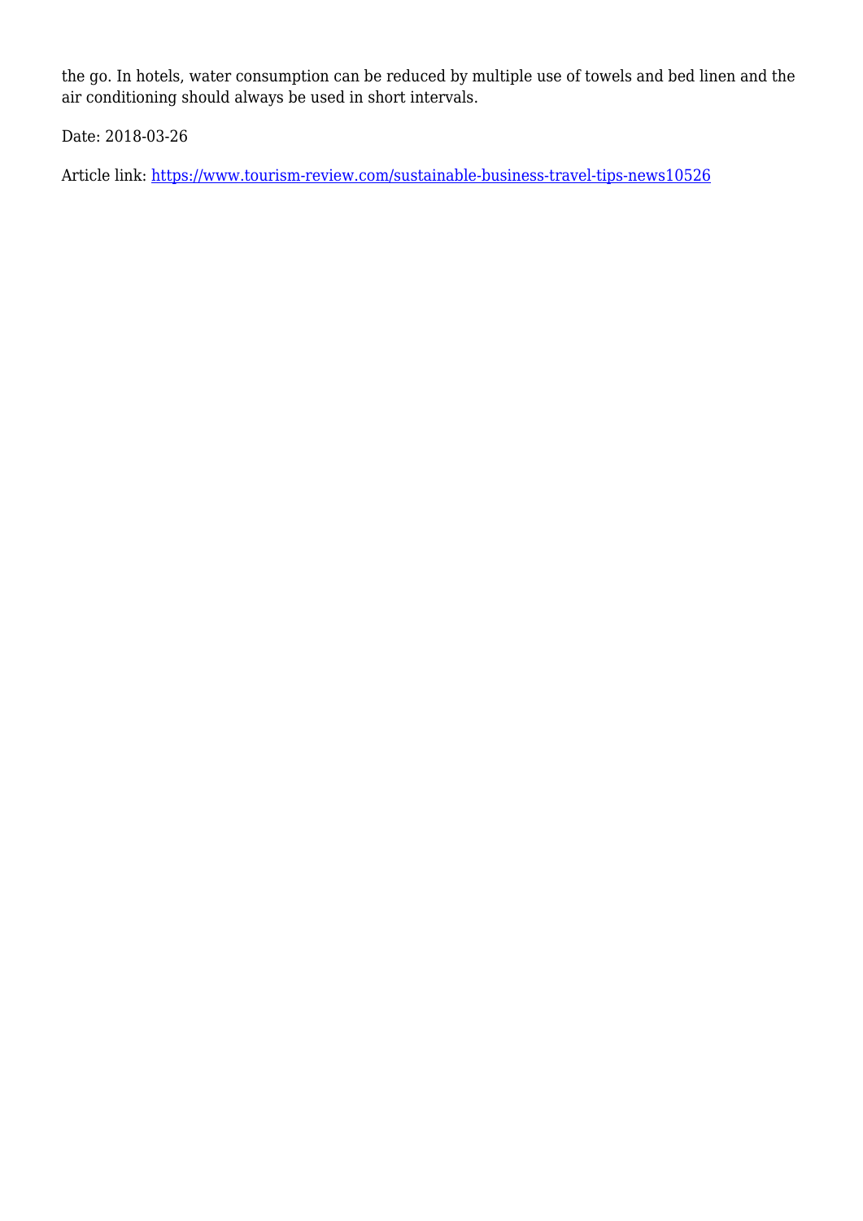the go. In hotels, water consumption can be reduced by multiple use of towels and bed linen and the air conditioning should always be used in short intervals.

Date: 2018-03-26

Article link: [https://www.tourism-review.com/sustainable-business-travel-tips-news10526](https://www.tourism-review.com/sustainable-business-travel-tips-news10526)